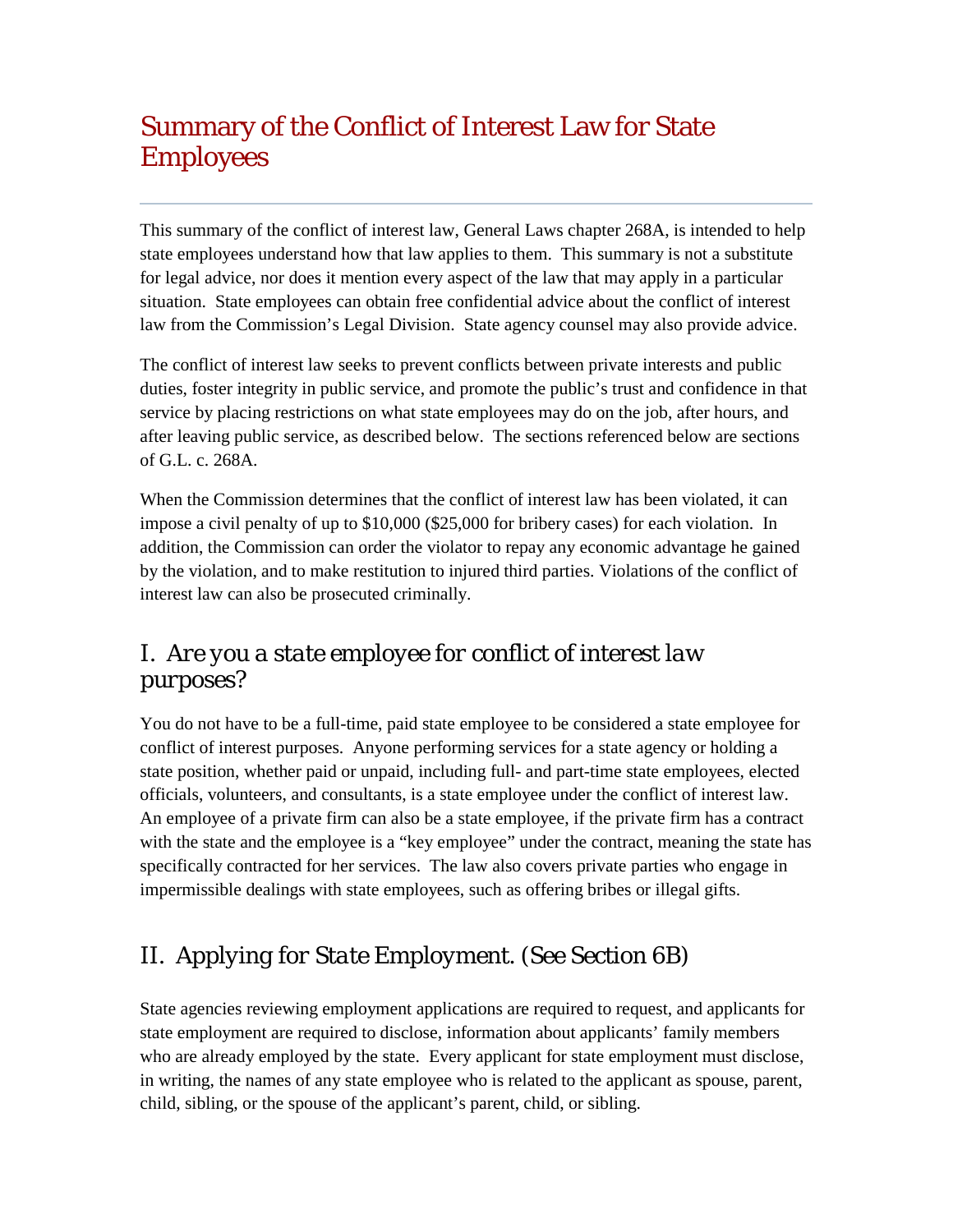# Summary of the Conflict of Interest Law for State Employees

This summary of the conflict of interest law, General Laws chapter 268A, is intended to help state employees understand how that law applies to them. This summary is not a substitute for legal advice, nor does it mention every aspect of the law that may apply in a particular situation. State employees can obtain free confidential advice about the conflict of interest law from the Commission's Legal Division. State agency counsel may also provide advice.

The conflict of interest law seeks to prevent conflicts between private interests and public duties, foster integrity in public service, and promote the public's trust and confidence in that service by placing restrictions on what state employees may do on the job, after hours, and after leaving public service, as described below. The sections referenced below are sections of G.L. c. 268A.

When the Commission determines that the conflict of interest law has been violated, it can impose a civil penalty of up to $10,000 ($25,000 for bribery cases) for each violation. In addition, the Commission can order the violator to repay any economic advantage he gained by the violation, and to make restitution to injured third parties. Violations of the conflict of interest law can also be prosecuted criminally.

## I. *Are you a state employee for conflict of interest law purposes?*

You do not have to be a full-time, paid state employee to be considered a state employee for conflict of interest purposes. Anyone performing services for a state agency or holding a state position, whether paid or unpaid, including full- and part-time state employees, elected officials, volunteers, and consultants, is a state employee under the conflict of interest law. An employee of a private firm can also be a state employee, if the private firm has a contract with the state and the employee is a "key employee" under the contract, meaning the state has specifically contracted for her services. The law also covers private parties who engage in impermissible dealings with state employees, such as offering bribes or illegal gifts.

## II. Applying for State Employment. (See Section 6B)

State agencies reviewing employment applications are required to request, and applicants for state employment are required to disclose, information about applicants' family members who are already employed by the state. Every applicant for state employment must disclose, in writing, the names of any state employee who is related to the applicant as spouse, parent, child, sibling, or the spouse of the applicant's parent, child, or sibling.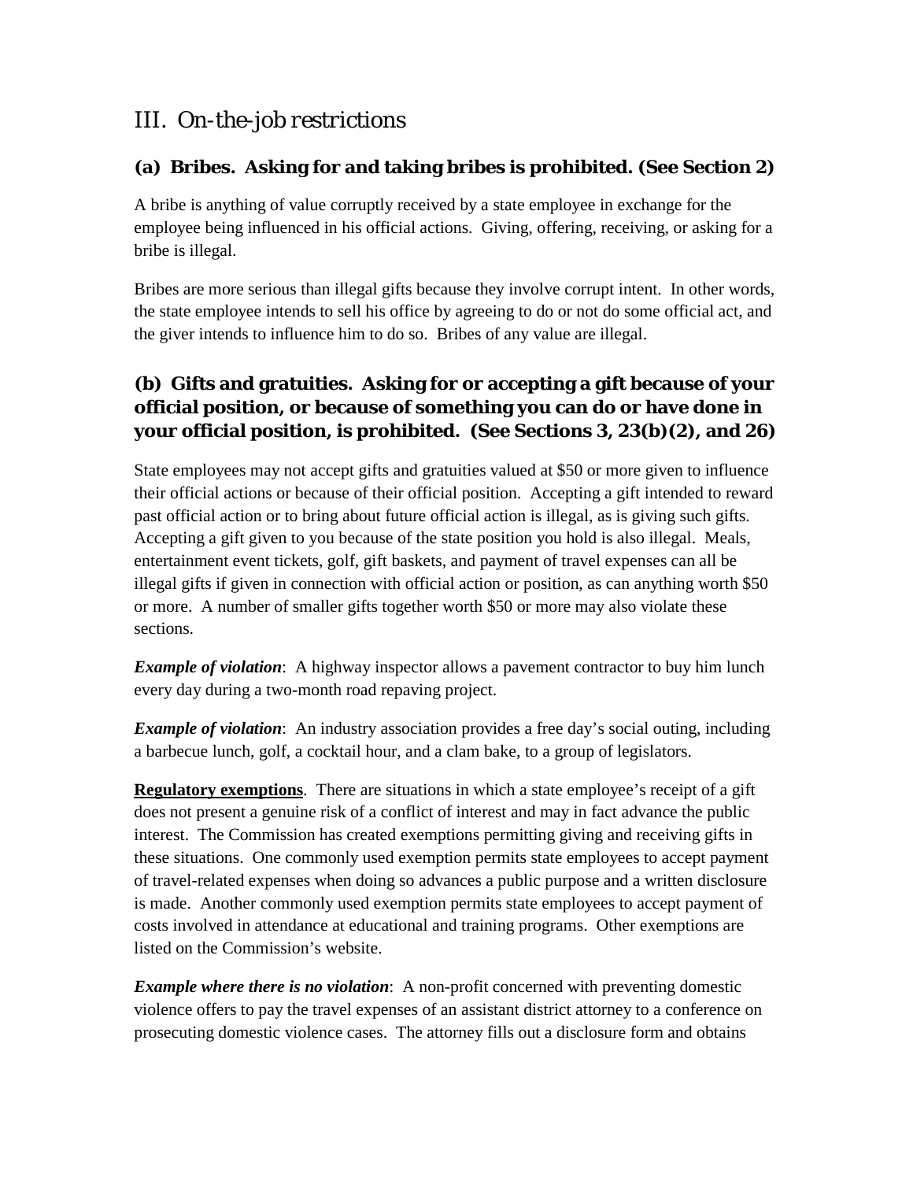## III. On-the-job restrictions

### (a) Bribes. Asking for and taking bribes is prohibited. (See Section 2)

A bribe is anything of value corruptly received by a state employee in exchange for the employee being influenced in his official actions. Giving, offering, receiving, or asking for a bribe is illegal.

Bribes are more serious than illegal gifts because they involve corrupt intent. In other words, the state employee intends to sell his office by agreeing to do or not do some official act, and the giver intends to influence him to do so. Bribes of any value are illegal.

### (b) Gifts and gratuities. Asking for or accepting a gift because of your official position, or because of something you can do or have done in your official position, is prohibited. (See Sections 3, 23(b)(2), and 26)

State employees may not accept gifts and gratuities valued at $50 or more given to influence their official actions or because of their official position. Accepting a gift intended to reward past official action or to bring about future official action is illegal, as is giving such gifts. Accepting a gift given to you because of the state position you hold is also illegal. Meals, entertainment event tickets, golf, gift baskets, and payment of travel expenses can all be illegal gifts if given in connection with official action or position, as can anything worth $50 or more. A number of smaller gifts together worth $50 or more may also violate these sections.

***Example of violation***: A highway inspector allows a pavement contractor to buy him lunch every day during a two-month road repaving project.

***Example of violation***: An industry association provides a free day's social outing, including a barbecue lunch, golf, a cocktail hour, and a clam bake, to a group of legislators.

**Regulatory exemptions**. There are situations in which a state employee's receipt of a gift does not present a genuine risk of a conflict of interest and may in fact advance the public interest. The Commission has created exemptions permitting giving and receiving gifts in these situations. One commonly used exemption permits state employees to accept payment of travel-related expenses when doing so advances a public purpose and a written disclosure is made. Another commonly used exemption permits state employees to accept payment of costs involved in attendance at educational and training programs. Other exemptions are listed on the Commission's website.

***Example where there is no violation***: A non-profit concerned with preventing domestic violence offers to pay the travel expenses of an assistant district attorney to a conference on prosecuting domestic violence cases. The attorney fills out a disclosure form and obtains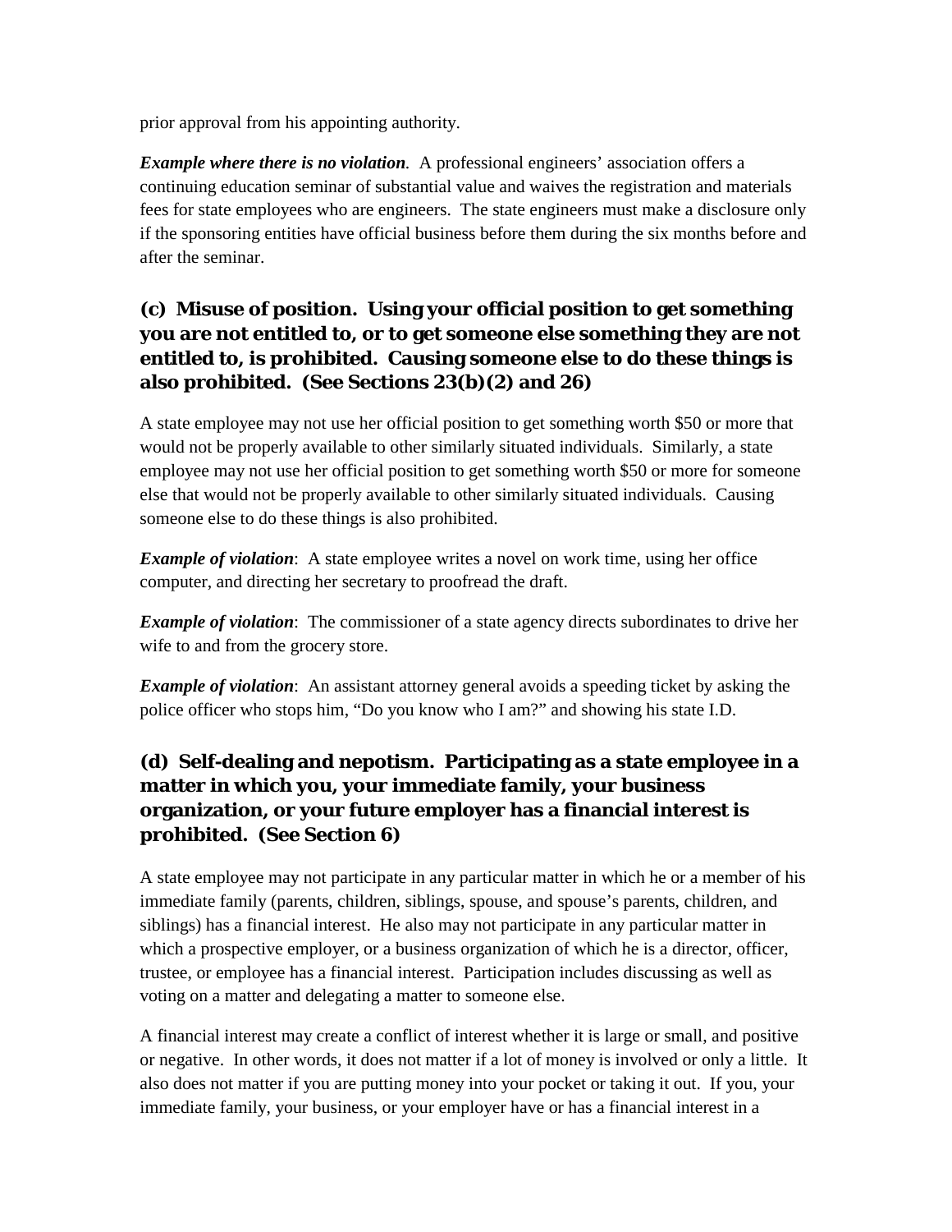prior approval from his appointing authority.

***Example where there is no violation.*** A professional engineers' association offers a continuing education seminar of substantial value and waives the registration and materials fees for state employees who are engineers. The state engineers must make a disclosure only if the sponsoring entities have official business before them during the six months before and after the seminar.

### (c) Misuse of position. Using your official position to get something you are not entitled to, or to get someone else something they are not entitled to, is prohibited. Causing someone else to do these things is also prohibited. (See Sections 23(b)(2) and 26)

A state employee may not use her official position to get something worth $50 or more that would not be properly available to other similarly situated individuals. Similarly, a state employee may not use her official position to get something worth $50 or more for someone else that would not be properly available to other similarly situated individuals. Causing someone else to do these things is also prohibited.

***Example of violation***: A state employee writes a novel on work time, using her office computer, and directing her secretary to proofread the draft.

***Example of violation***: The commissioner of a state agency directs subordinates to drive her wife to and from the grocery store.

***Example of violation***: An assistant attorney general avoids a speeding ticket by asking the police officer who stops him, "Do you know who I am?" and showing his state I.D.

### (d) Self-dealing and nepotism. Participating as a state employee in a matter in which you, your immediate family, your business organization, or your future employer has a financial interest is prohibited. (See Section 6)

A state employee may not participate in any particular matter in which he or a member of his immediate family (parents, children, siblings, spouse, and spouse's parents, children, and siblings) has a financial interest. He also may not participate in any particular matter in which a prospective employer, or a business organization of which he is a director, officer, trustee, or employee has a financial interest. Participation includes discussing as well as voting on a matter and delegating a matter to someone else.

A financial interest may create a conflict of interest whether it is large or small, and positive or negative. In other words, it does not matter if a lot of money is involved or only a little. It also does not matter if you are putting money into your pocket or taking it out. If you, your immediate family, your business, or your employer have or has a financial interest in a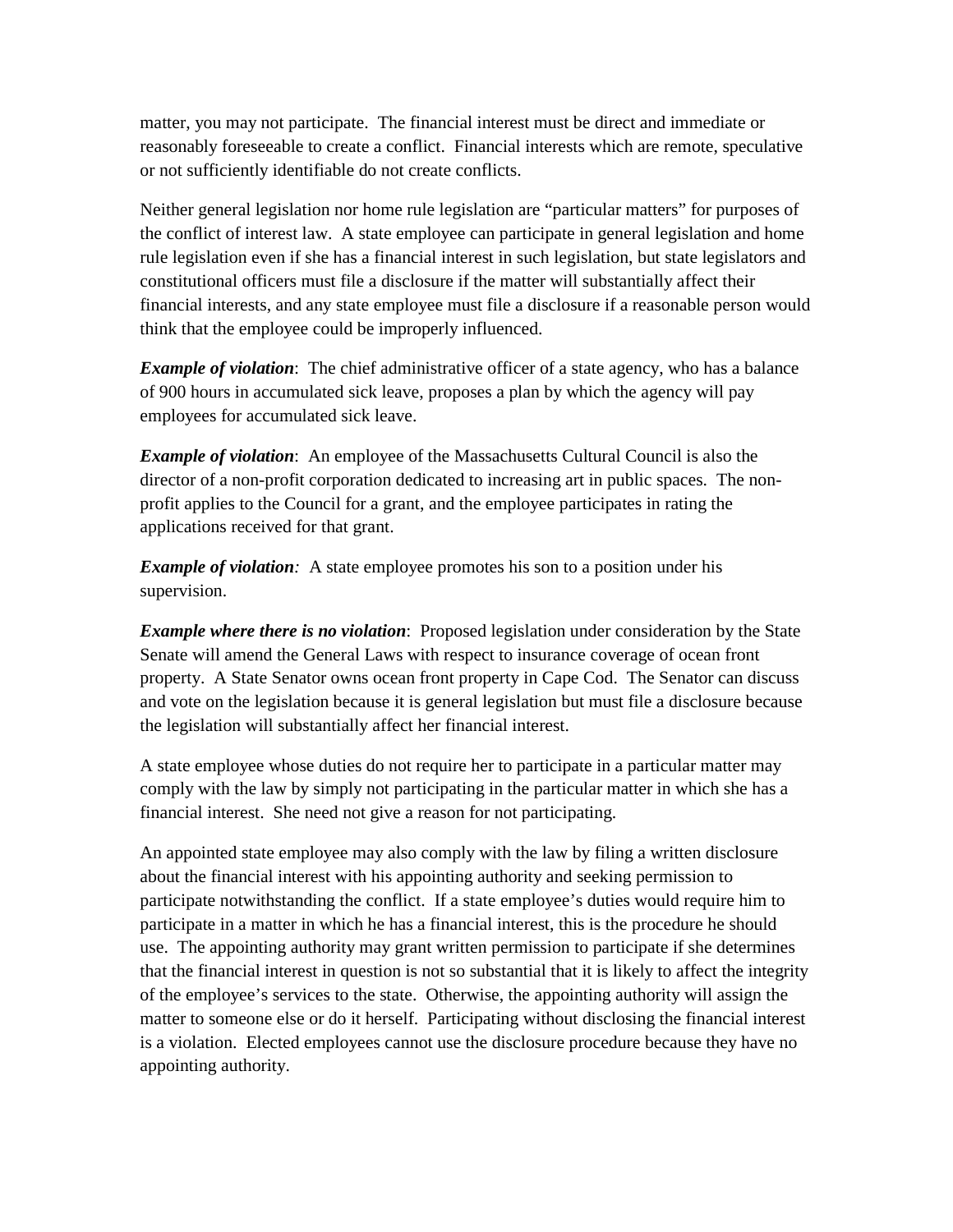matter, you may not participate. The financial interest must be direct and immediate or reasonably foreseeable to create a conflict. Financial interests which are remote, speculative or not sufficiently identifiable do not create conflicts.

Neither general legislation nor home rule legislation are "particular matters" for purposes of the conflict of interest law. A state employee can participate in general legislation and home rule legislation even if she has a financial interest in such legislation, but state legislators and constitutional officers must file a disclosure if the matter will substantially affect their financial interests, and any state employee must file a disclosure if a reasonable person would think that the employee could be improperly influenced.

***Example of violation***: The chief administrative officer of a state agency, who has a balance of 900 hours in accumulated sick leave, proposes a plan by which the agency will pay employees for accumulated sick leave.

***Example of violation***: An employee of the Massachusetts Cultural Council is also the director of a non-profit corporation dedicated to increasing art in public spaces. The non-profit applies to the Council for a grant, and the employee participates in rating the applications received for that grant.

***Example of violation:*** A state employee promotes his son to a position under his supervision.

***Example where there is no violation***: Proposed legislation under consideration by the State Senate will amend the General Laws with respect to insurance coverage of ocean front property. A State Senator owns ocean front property in Cape Cod. The Senator can discuss and vote on the legislation because it is general legislation but must file a disclosure because the legislation will substantially affect her financial interest.

A state employee whose duties do not require her to participate in a particular matter may comply with the law by simply not participating in the particular matter in which she has a financial interest. She need not give a reason for not participating.

An appointed state employee may also comply with the law by filing a written disclosure about the financial interest with his appointing authority and seeking permission to participate notwithstanding the conflict. If a state employee's duties would require him to participate in a matter in which he has a financial interest, this is the procedure he should use. The appointing authority may grant written permission to participate if she determines that the financial interest in question is not so substantial that it is likely to affect the integrity of the employee's services to the state. Otherwise, the appointing authority will assign the matter to someone else or do it herself. Participating without disclosing the financial interest is a violation. Elected employees cannot use the disclosure procedure because they have no appointing authority.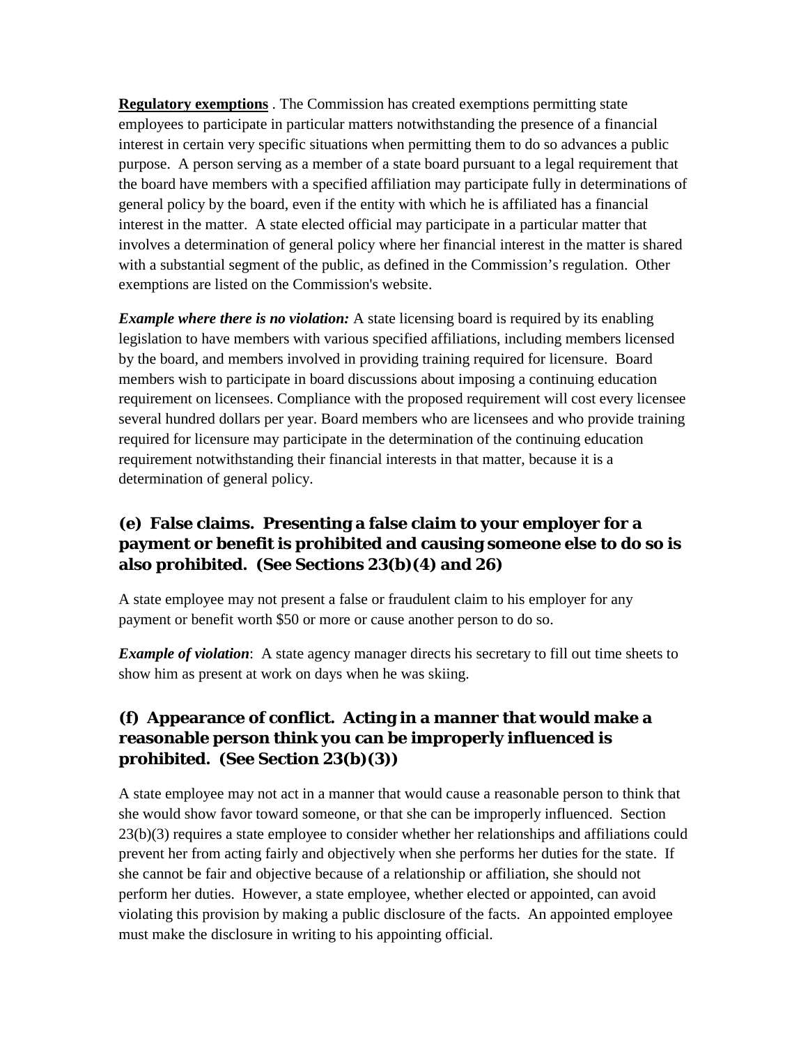**Regulatory exemptions** . The Commission has created exemptions permitting state employees to participate in particular matters notwithstanding the presence of a financial interest in certain very specific situations when permitting them to do so advances a public purpose. A person serving as a member of a state board pursuant to a legal requirement that the board have members with a specified affiliation may participate fully in determinations of general policy by the board, even if the entity with which he is affiliated has a financial interest in the matter. A state elected official may participate in a particular matter that involves a determination of general policy where her financial interest in the matter is shared with a substantial segment of the public, as defined in the Commission's regulation. Other exemptions are listed on the Commission's website.

***Example where there is no violation:*** A state licensing board is required by its enabling legislation to have members with various specified affiliations, including members licensed by the board, and members involved in providing training required for licensure. Board members wish to participate in board discussions about imposing a continuing education requirement on licensees. Compliance with the proposed requirement will cost every licensee several hundred dollars per year. Board members who are licensees and who provide training required for licensure may participate in the determination of the continuing education requirement notwithstanding their financial interests in that matter, because it is a determination of general policy.

### (e) False claims. Presenting a false claim to your employer for a payment or benefit is prohibited and causing someone else to do so is also prohibited. (See Sections 23(b)(4) and 26)

A state employee may not present a false or fraudulent claim to his employer for any payment or benefit worth $50 or more or cause another person to do so.

***Example of violation***: A state agency manager directs his secretary to fill out time sheets to show him as present at work on days when he was skiing.

### (f) Appearance of conflict. Acting in a manner that would make a reasonable person think you can be improperly influenced is prohibited. (See Section 23(b)(3))

A state employee may not act in a manner that would cause a reasonable person to think that she would show favor toward someone, or that she can be improperly influenced. Section 23(b)(3) requires a state employee to consider whether her relationships and affiliations could prevent her from acting fairly and objectively when she performs her duties for the state. If she cannot be fair and objective because of a relationship or affiliation, she should not perform her duties. However, a state employee, whether elected or appointed, can avoid violating this provision by making a public disclosure of the facts. An appointed employee must make the disclosure in writing to his appointing official.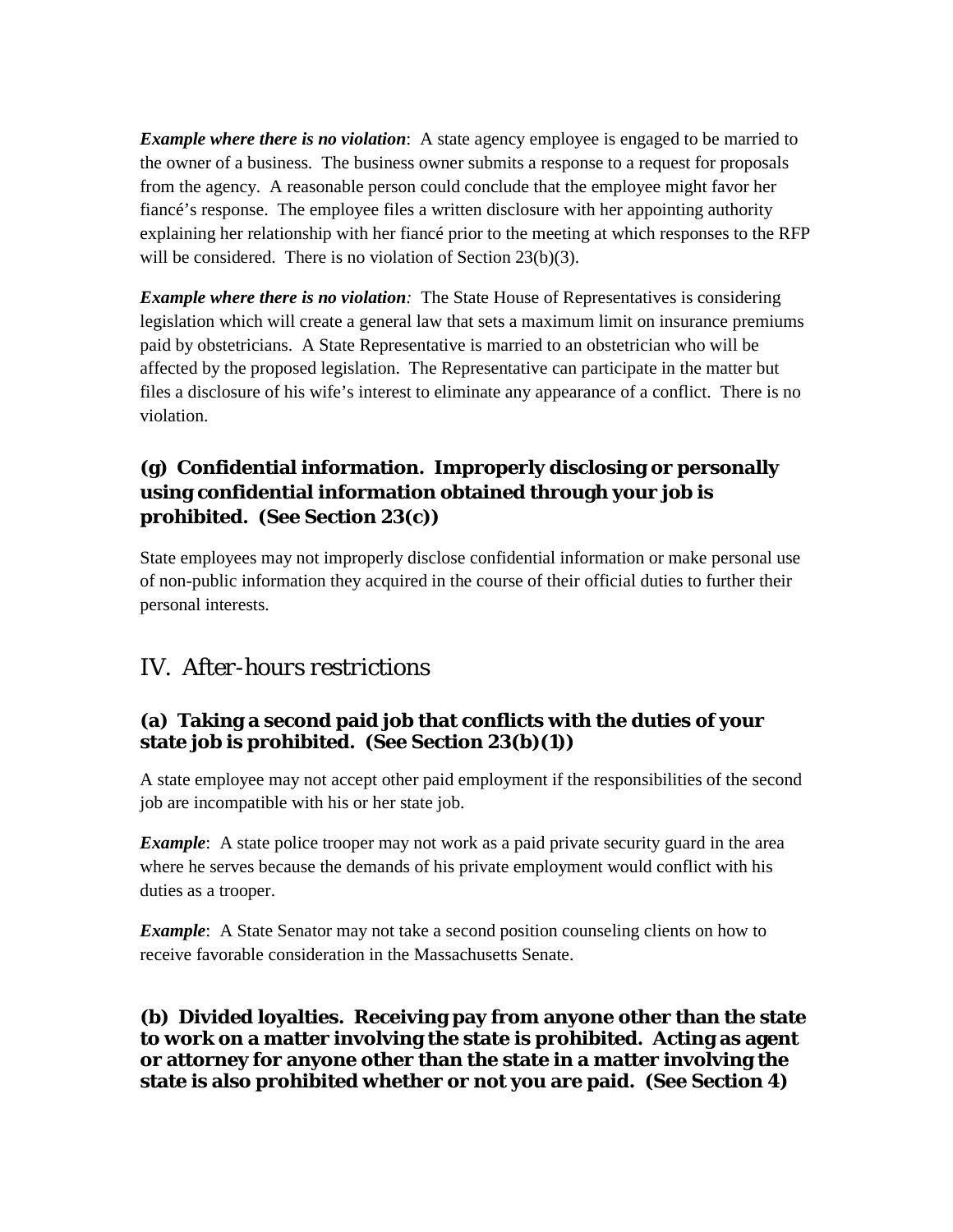***Example where there is no violation***: A state agency employee is engaged to be married to the owner of a business. The business owner submits a response to a request for proposals from the agency. A reasonable person could conclude that the employee might favor her fiancé's response. The employee files a written disclosure with her appointing authority explaining her relationship with her fiancé prior to the meeting at which responses to the RFP will be considered. There is no violation of Section 23(b)(3).

***Example where there is no violation***: The State House of Representatives is considering legislation which will create a general law that sets a maximum limit on insurance premiums paid by obstetricians. A State Representative is married to an obstetrician who will be affected by the proposed legislation. The Representative can participate in the matter but files a disclosure of his wife's interest to eliminate any appearance of a conflict. There is no violation.

### (g) Confidential information. Improperly disclosing or personally using confidential information obtained through your job is prohibited. (See Section 23(c))

State employees may not improperly disclose confidential information or make personal use of non-public information they acquired in the course of their official duties to further their personal interests.

## IV. After-hours restrictions

### (a) Taking a second paid job that conflicts with the duties of your state job is prohibited. (See Section 23(b)(1))

A state employee may not accept other paid employment if the responsibilities of the second job are incompatible with his or her state job.

***Example***: A state police trooper may not work as a paid private security guard in the area where he serves because the demands of his private employment would conflict with his duties as a trooper.

***Example***: A State Senator may not take a second position counseling clients on how to receive favorable consideration in the Massachusetts Senate.

### (b) Divided loyalties. Receiving pay from anyone other than the state to work on a matter involving the state is prohibited. Acting as agent or attorney for anyone other than the state in a matter involving the state is also prohibited whether or not you are paid. (See Section 4)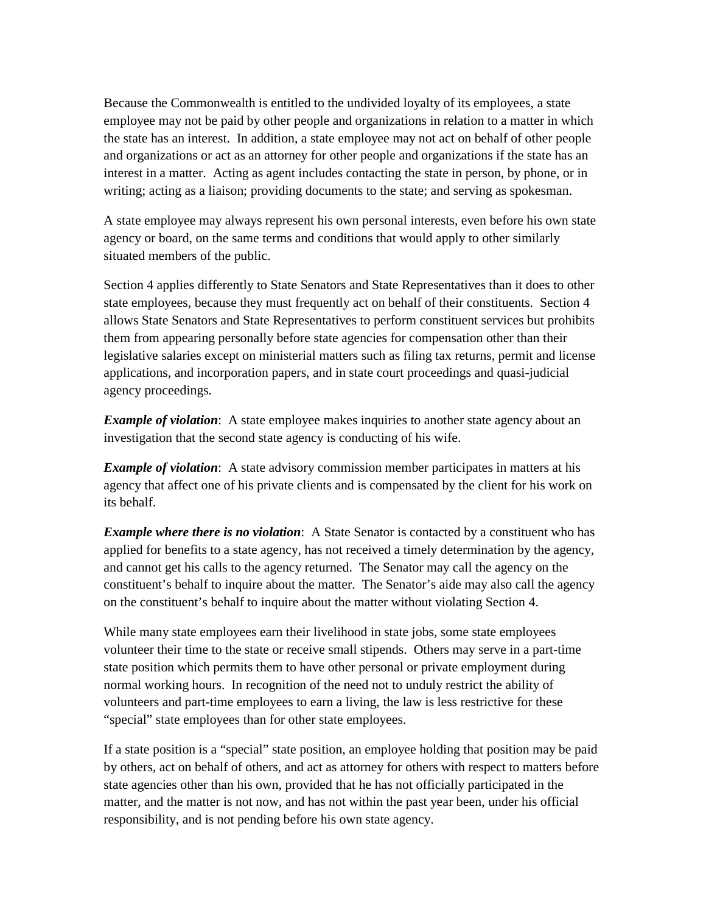Because the Commonwealth is entitled to the undivided loyalty of its employees, a state employee may not be paid by other people and organizations in relation to a matter in which the state has an interest. In addition, a state employee may not act on behalf of other people and organizations or act as an attorney for other people and organizations if the state has an interest in a matter. Acting as agent includes contacting the state in person, by phone, or in writing; acting as a liaison; providing documents to the state; and serving as spokesman.

A state employee may always represent his own personal interests, even before his own state agency or board, on the same terms and conditions that would apply to other similarly situated members of the public.

Section 4 applies differently to State Senators and State Representatives than it does to other state employees, because they must frequently act on behalf of their constituents. Section 4 allows State Senators and State Representatives to perform constituent services but prohibits them from appearing personally before state agencies for compensation other than their legislative salaries except on ministerial matters such as filing tax returns, permit and license applications, and incorporation papers, and in state court proceedings and quasi-judicial agency proceedings.

***Example of violation***: A state employee makes inquiries to another state agency about an investigation that the second state agency is conducting of his wife.

***Example of violation***: A state advisory commission member participates in matters at his agency that affect one of his private clients and is compensated by the client for his work on its behalf.

***Example where there is no violation***: A State Senator is contacted by a constituent who has applied for benefits to a state agency, has not received a timely determination by the agency, and cannot get his calls to the agency returned. The Senator may call the agency on the constituent's behalf to inquire about the matter. The Senator's aide may also call the agency on the constituent's behalf to inquire about the matter without violating Section 4.

While many state employees earn their livelihood in state jobs, some state employees volunteer their time to the state or receive small stipends. Others may serve in a part-time state position which permits them to have other personal or private employment during normal working hours. In recognition of the need not to unduly restrict the ability of volunteers and part-time employees to earn a living, the law is less restrictive for these "special" state employees than for other state employees.

If a state position is a "special" state position, an employee holding that position may be paid by others, act on behalf of others, and act as attorney for others with respect to matters before state agencies other than his own, provided that he has not officially participated in the matter, and the matter is not now, and has not within the past year been, under his official responsibility, and is not pending before his own state agency.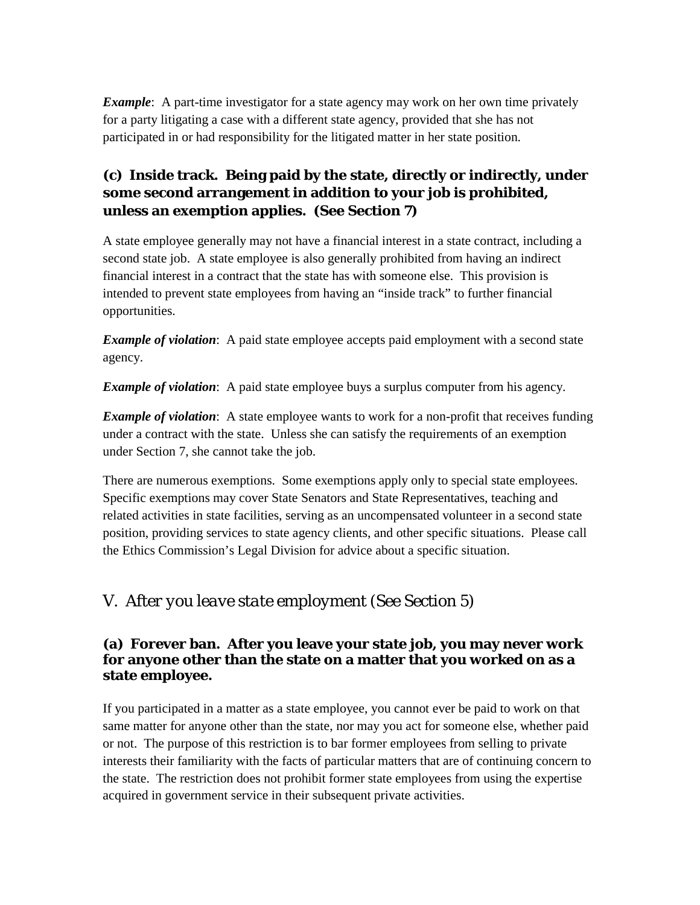***Example***: A part-time investigator for a state agency may work on her own time privately for a party litigating a case with a different state agency, provided that she has not participated in or had responsibility for the litigated matter in her state position.

### (c) Inside track. Being paid by the state, directly or indirectly, under some second arrangement in addition to your job is prohibited, unless an exemption applies. (See Section 7)

A state employee generally may not have a financial interest in a state contract, including a second state job. A state employee is also generally prohibited from having an indirect financial interest in a contract that the state has with someone else. This provision is intended to prevent state employees from having an "inside track" to further financial opportunities.

***Example of violation***: A paid state employee accepts paid employment with a second state agency.

***Example of violation***: A paid state employee buys a surplus computer from his agency.

***Example of violation***: A state employee wants to work for a non-profit that receives funding under a contract with the state. Unless she can satisfy the requirements of an exemption under Section 7, she cannot take the job.

There are numerous exemptions. Some exemptions apply only to special state employees. Specific exemptions may cover State Senators and State Representatives, teaching and related activities in state facilities, serving as an uncompensated volunteer in a second state position, providing services to state agency clients, and other specific situations. Please call the Ethics Commission's Legal Division for advice about a specific situation.

## V. *After you leave state employment (See Section 5)*

### (a) Forever ban. After you leave your state job, you may never work for anyone other than the state on a matter that you worked on as a state employee.

If you participated in a matter as a state employee, you cannot ever be paid to work on that same matter for anyone other than the state, nor may you act for someone else, whether paid or not. The purpose of this restriction is to bar former employees from selling to private interests their familiarity with the facts of particular matters that are of continuing concern to the state. The restriction does not prohibit former state employees from using the expertise acquired in government service in their subsequent private activities.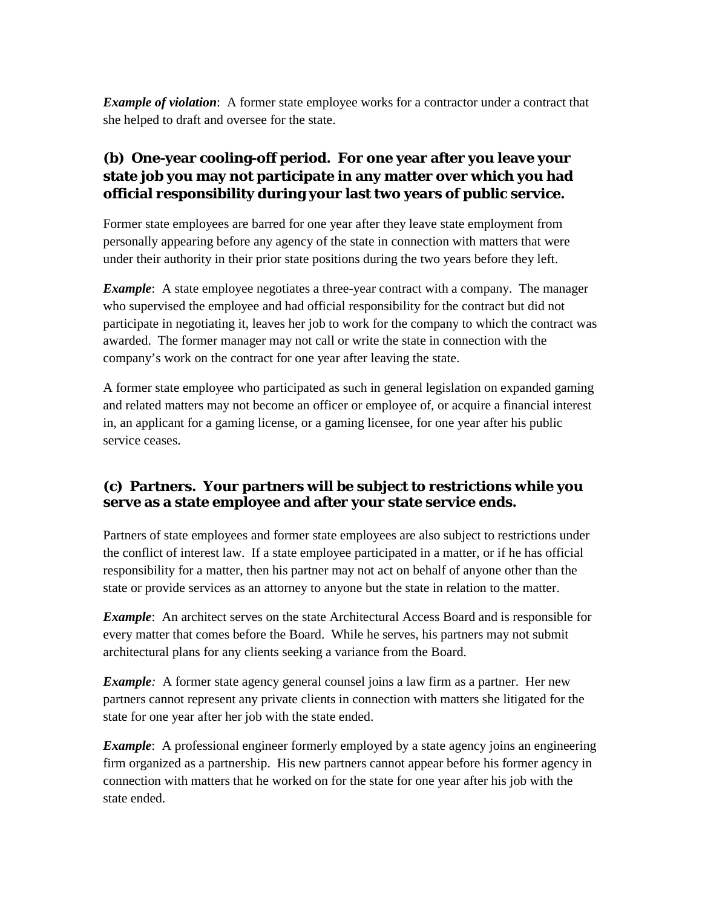***Example of violation***: A former state employee works for a contractor under a contract that she helped to draft and oversee for the state.

### (b) One-year cooling-off period. For one year after you leave your state job you may not participate in any matter over which you had official responsibility during your last two years of public service.

Former state employees are barred for one year after they leave state employment from personally appearing before any agency of the state in connection with matters that were under their authority in their prior state positions during the two years before they left.

***Example***: A state employee negotiates a three-year contract with a company. The manager who supervised the employee and had official responsibility for the contract but did not participate in negotiating it, leaves her job to work for the company to which the contract was awarded. The former manager may not call or write the state in connection with the company's work on the contract for one year after leaving the state.

A former state employee who participated as such in general legislation on expanded gaming and related matters may not become an officer or employee of, or acquire a financial interest in, an applicant for a gaming license, or a gaming licensee, for one year after his public service ceases.

### (c) Partners. Your partners will be subject to restrictions while you serve as a state employee and after your state service ends.

Partners of state employees and former state employees are also subject to restrictions under the conflict of interest law. If a state employee participated in a matter, or if he has official responsibility for a matter, then his partner may not act on behalf of anyone other than the state or provide services as an attorney to anyone but the state in relation to the matter.

***Example***: An architect serves on the state Architectural Access Board and is responsible for every matter that comes before the Board. While he serves, his partners may not submit architectural plans for any clients seeking a variance from the Board.

***Example:*** A former state agency general counsel joins a law firm as a partner. Her new partners cannot represent any private clients in connection with matters she litigated for the state for one year after her job with the state ended.

***Example***: A professional engineer formerly employed by a state agency joins an engineering firm organized as a partnership. His new partners cannot appear before his former agency in connection with matters that he worked on for the state for one year after his job with the state ended.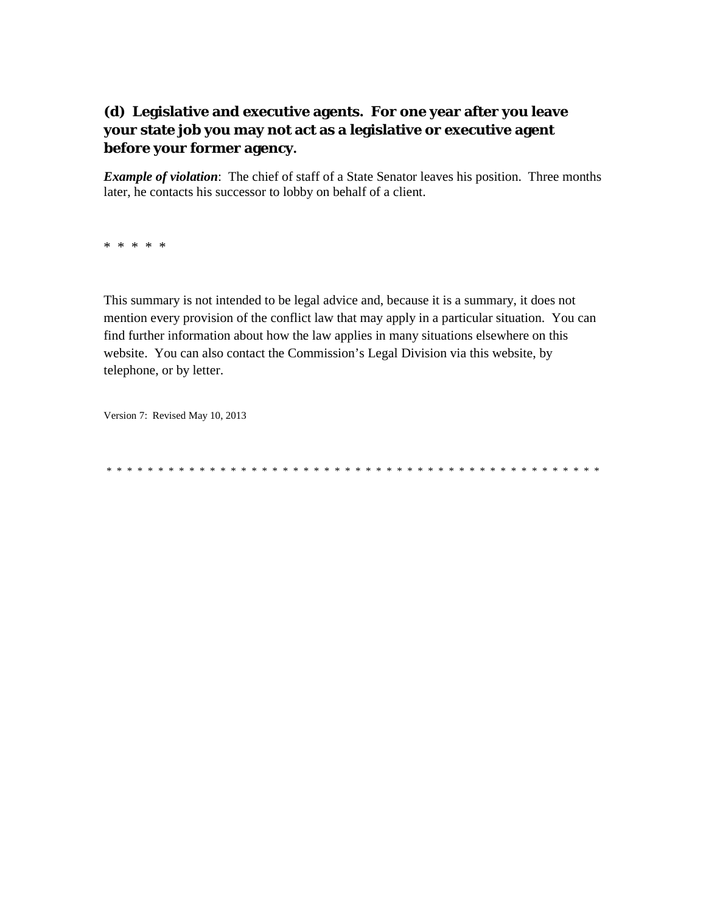**(d) Legislative and executive agents. For one year after you leave your state job you may not act as a legislative or executive agent before your former agency.**

***Example of violation***: The chief of staff of a State Senator leaves his position. Three months later, he contacts his successor to lobby on behalf of a client.

* * * * *

This summary is not intended to be legal advice and, because it is a summary, it does not mention every provision of the conflict law that may apply in a particular situation. You can find further information about how the law applies in many situations elsewhere on this website. You can also contact the Commission's Legal Division via this website, by telephone, or by letter.

Version 7: Revised May 10, 2013

* * * * * * * * * * * * * * * * * * * * * * * * * * * * * * * * * * * * * * * * * * * * * * * * * * * *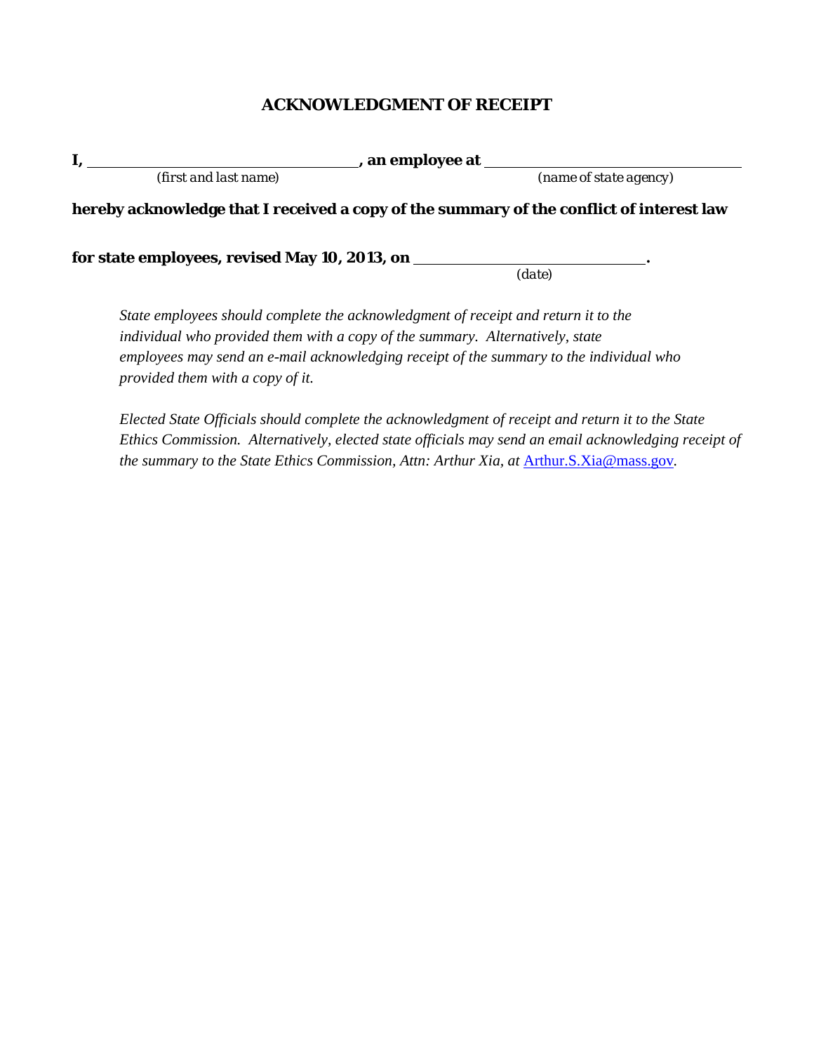# ACKNOWLEDGMENT OF RECEIPT

**I, \_\_\_\_\_\_\_\_\_\_\_\_\_\_\_\_\_\_\_\_\_\_\_\_\_\_\_\_\_\_, an employee at \_\_\_\_\_\_\_\_\_\_\_\_\_\_\_\_\_\_\_\_\_\_\_\_\_\_\_\_\_\_**

*(first and last name)* *(name of state agency)*

**hereby acknowledge that I received a copy of the summary of the conflict of interest law**

**for state employees, revised May 10, 2013, on \_\_\_\_\_\_\_\_\_\_\_\_\_\_\_\_\_\_\_\_\_\_\_\_\_\_.**

*(date)*

*State employees should complete the acknowledgment of receipt and return it to the individual who provided them with a copy of the summary. Alternatively, state employees may send an e-mail acknowledging receipt of the summary to the individual who provided them with a copy of it.*

*Elected State Officials should complete the acknowledgment of receipt and return it to the State Ethics Commission. Alternatively, elected state officials may send an email acknowledging receipt of the summary to the State Ethics Commission, Attn: Arthur Xia, at* Arthur.S.Xia@mass.gov*.*